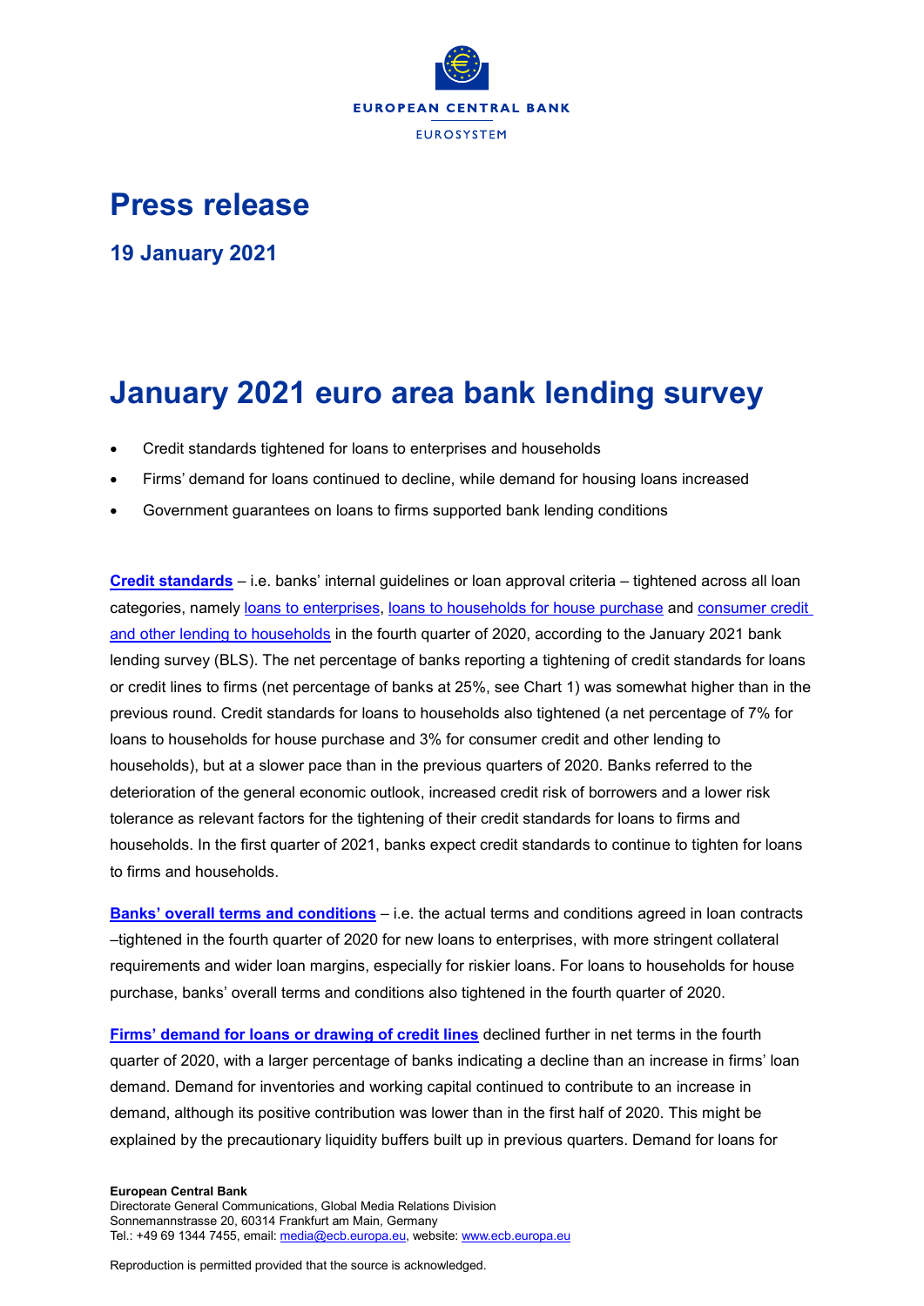EUROPEAN CENTRAL BANK

EUROSYSTEM

# Press release

## 19 January 2021

# January 2021 euro area bank lending survey

- Credit standards tightened for loans to enterprises and households
- Firms' demand for loans continued to decline, while demand for housing loans increased
- Government guarantees on loans to firms supported bank lending conditions

**Credit standards** – i.e. banks' internal guidelines or loan approval criteria – tightened across all loan categories, namely loans to enterprises, loans to households for house purchase and consumer credit and other lending to households in the fourth quarter of 2020, according to the January 2021 bank lending survey (BLS). The net percentage of banks reporting a tightening of credit standards for loans or credit lines to firms (net percentage of banks at 25%, see Chart 1) was somewhat higher than in the previous round. Credit standards for loans to households also tightened (a net percentage of 7% for loans to households for house purchase and 3% for consumer credit and other lending to households), but at a slower pace than in the previous quarters of 2020. Banks referred to the deterioration of the general economic outlook, increased credit risk of borrowers and a lower risk tolerance as relevant factors for the tightening of their credit standards for loans to firms and households. In the first quarter of 2021, banks expect credit standards to continue to tighten for loans to firms and households.

**Banks' overall terms and conditions** – i.e. the actual terms and conditions agreed in loan contracts –tightened in the fourth quarter of 2020 for new loans to enterprises, with more stringent collateral requirements and wider loan margins, especially for riskier loans. For loans to households for house purchase, banks' overall terms and conditions also tightened in the fourth quarter of 2020.

**Firms' demand for loans or drawing of credit lines** declined further in net terms in the fourth quarter of 2020, with a larger percentage of banks indicating a decline than an increase in firms' loan demand. Demand for inventories and working capital continued to contribute to an increase in demand, although its positive contribution was lower than in the first half of 2020. This might be explained by the precautionary liquidity buffers built up in previous quarters. Demand for loans for

**European Central Bank**
Directorate General Communications, Global Media Relations Division
Sonnemannstrasse 20, 60314 Frankfurt am Main, Germany
Tel.: +49 69 1344 7455, email: media@ecb.europa.eu, website: www.ecb.europa.eu

Reproduction is permitted provided that the source is acknowledged.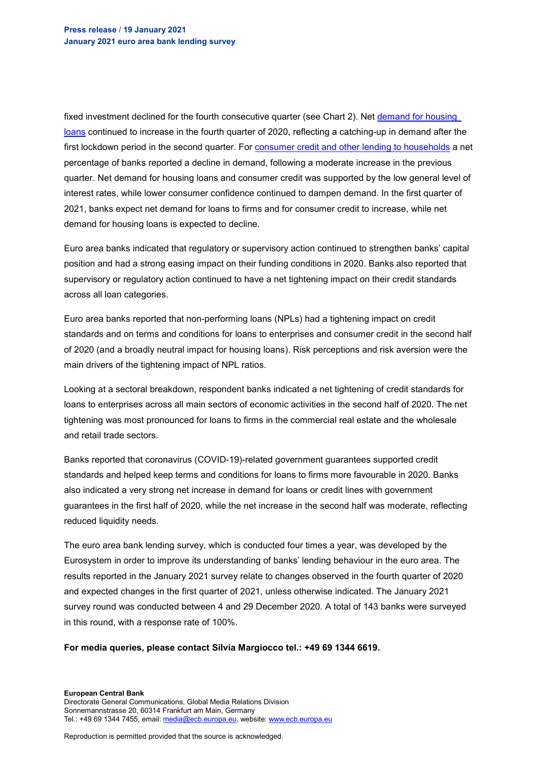fixed investment declined for the fourth consecutive quarter (see Chart 2). Net demand for housing loans continued to increase in the fourth quarter of 2020, reflecting a catching-up in demand after the first lockdown period in the second quarter. For consumer credit and other lending to households a net percentage of banks reported a decline in demand, following a moderate increase in the previous quarter. Net demand for housing loans and consumer credit was supported by the low general level of interest rates, while lower consumer confidence continued to dampen demand. In the first quarter of 2021, banks expect net demand for loans to firms and for consumer credit to increase, while net demand for housing loans is expected to decline.

Euro area banks indicated that regulatory or supervisory action continued to strengthen banks' capital position and had a strong easing impact on their funding conditions in 2020. Banks also reported that supervisory or regulatory action continued to have a net tightening impact on their credit standards across all loan categories.

Euro area banks reported that non-performing loans (NPLs) had a tightening impact on credit standards and on terms and conditions for loans to enterprises and consumer credit in the second half of 2020 (and a broadly neutral impact for housing loans). Risk perceptions and risk aversion were the main drivers of the tightening impact of NPL ratios.

Looking at a sectoral breakdown, respondent banks indicated a net tightening of credit standards for loans to enterprises across all main sectors of economic activities in the second half of 2020. The net tightening was most pronounced for loans to firms in the commercial real estate and the wholesale and retail trade sectors.

Banks reported that coronavirus (COVID-19)-related government guarantees supported credit standards and helped keep terms and conditions for loans to firms more favourable in 2020. Banks also indicated a very strong net increase in demand for loans or credit lines with government guarantees in the first half of 2020, while the net increase in the second half was moderate, reflecting reduced liquidity needs.

The euro area bank lending survey, which is conducted four times a year, was developed by the Eurosystem in order to improve its understanding of banks' lending behaviour in the euro area. The results reported in the January 2021 survey relate to changes observed in the fourth quarter of 2020 and expected changes in the first quarter of 2021, unless otherwise indicated. The January 2021 survey round was conducted between 4 and 29 December 2020. A total of 143 banks were surveyed in this round, with a response rate of 100%.

**For media queries, please contact Silvia Margiocco tel.: +49 69 1344 6619.**

**European Central Bank**
Directorate General Communications, Global Media Relations Division
Sonnemannstrasse 20, 60314 Frankfurt am Main, Germany
Tel.: +49 69 1344 7455, email: media@ecb.europa.eu, website: www.ecb.europa.eu

Reproduction is permitted provided that the source is acknowledged.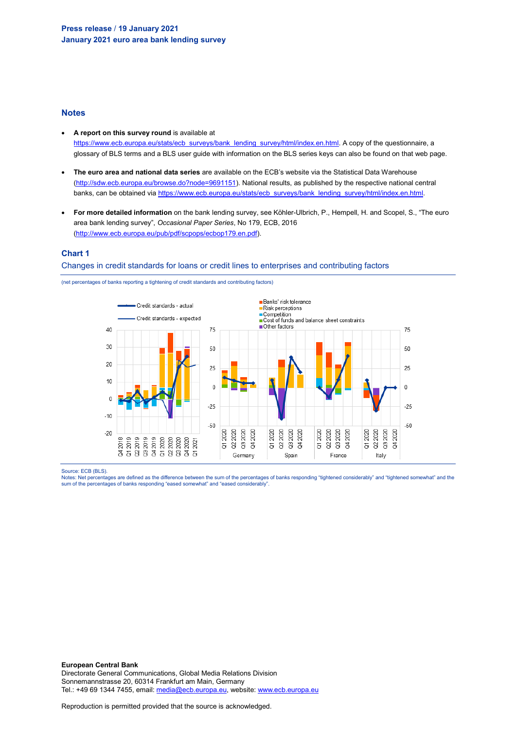## Notes

- **A report on this survey round** is available at https://www.ecb.europa.eu/stats/ecb_surveys/bank_lending_survey/html/index.en.html. A copy of the questionnaire, a glossary of BLS terms and a BLS user guide with information on the BLS series keys can also be found on that web page.
- **The euro area and national data series** are available on the ECB's website via the Statistical Data Warehouse (http://sdw.ecb.europa.eu/browse.do?node=9691151). National results, as published by the respective national central banks, can be obtained via https://www.ecb.europa.eu/stats/ecb_surveys/bank_lending_survey/html/index.en.html.
- **For more detailed information** on the bank lending survey, see Köhler-Ulbrich, P., Hempell, H. and Scopel, S., "The euro area bank lending survey", *Occasional Paper Series*, No 179, ECB, 2016 (http://www.ecb.europa.eu/pub/pdf/scpops/ecbop179.en.pdf).

### Chart 1

Changes in credit standards for loans or credit lines to enterprises and contributing factors

(net percentages of banks reporting a tightening of credit standards and contributing factors)

Source: ECB (BLS).
Notes: Net percentages are defined as the difference between the sum of the percentages of banks responding "tightened considerably" and "tightened somewhat" and the sum of the percentages of banks responding "eased somewhat" and "eased considerably".

**European Central Bank**
Directorate General Communications, Global Media Relations Division
Sonnemannstrasse 20, 60314 Frankfurt am Main, Germany
Tel.: +49 69 1344 7455, email: media@ecb.europa.eu, website: www.ecb.europa.eu

Reproduction is permitted provided that the source is acknowledged.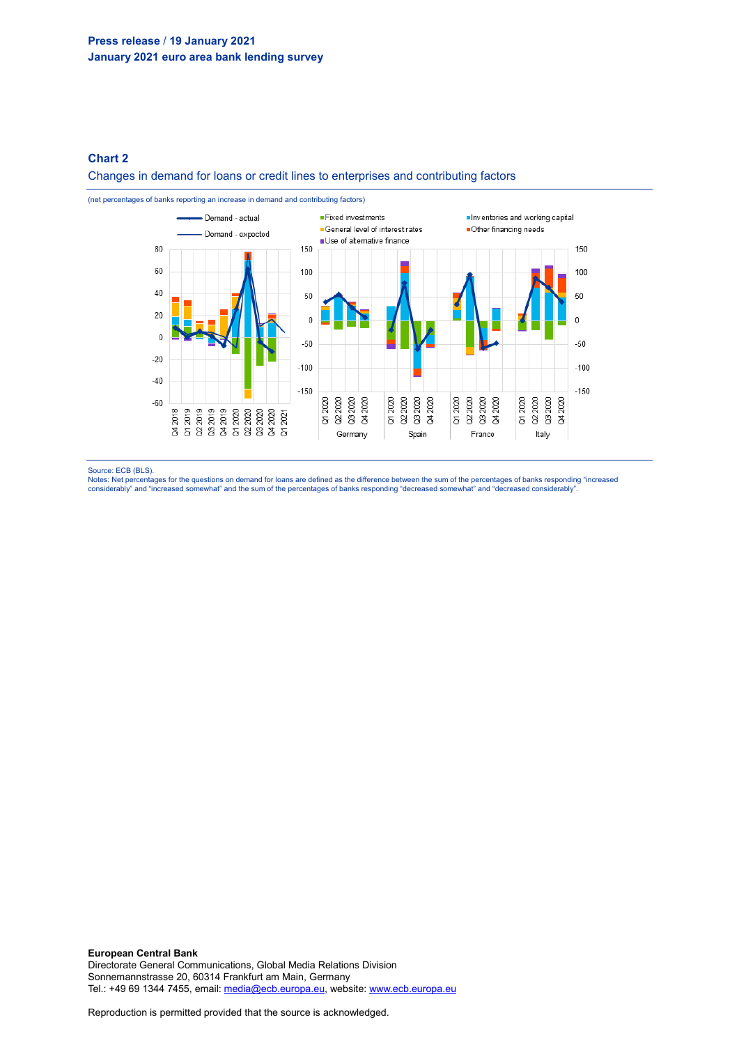**Press release / 19 January 2021**
**January 2021 euro area bank lending survey**

## Chart 2

Changes in demand for loans or credit lines to enterprises and contributing factors

(net percentages of banks reporting an increase in demand and contributing factors)

Demand - actual
Demand - expected
Fixed investments
General level of interest rates
Use of alternative finance
Inventories and working capital
Other financing needs

80
60
40
20
0
-20
-40
-60

Q4 2018
Q1 2019
Q2 2019
Q3 2019
Q4 2019
Q1 2020
Q2 2020
Q3 2020
Q4 2020
Q1 2021

150
100
50
0
-50
-100
-150

Q1 2020
Q2 2020
Q3 2020
Q4 2020
Germany

Q1 2020
Q2 2020
Q3 2020
Q4 2020
Spain

Q1 2020
Q2 2020
Q3 2020
Q4 2020
France

Q1 2020
Q2 2020
Q3 2020
Q4 2020
Italy

Source: ECB (BLS).
Notes: Net percentages for the questions on demand for loans are defined as the difference between the sum of the percentages of banks responding "increased considerably" and "increased somewhat" and the sum of the percentages of banks responding "decreased somewhat" and "decreased considerably".

**European Central Bank**
Directorate General Communications, Global Media Relations Division
Sonnemannstrasse 20, 60314 Frankfurt am Main, Germany
Tel.: +49 69 1344 7455, email: media@ecb.europa.eu, website: www.ecb.europa.eu

Reproduction is permitted provided that the source is acknowledged.